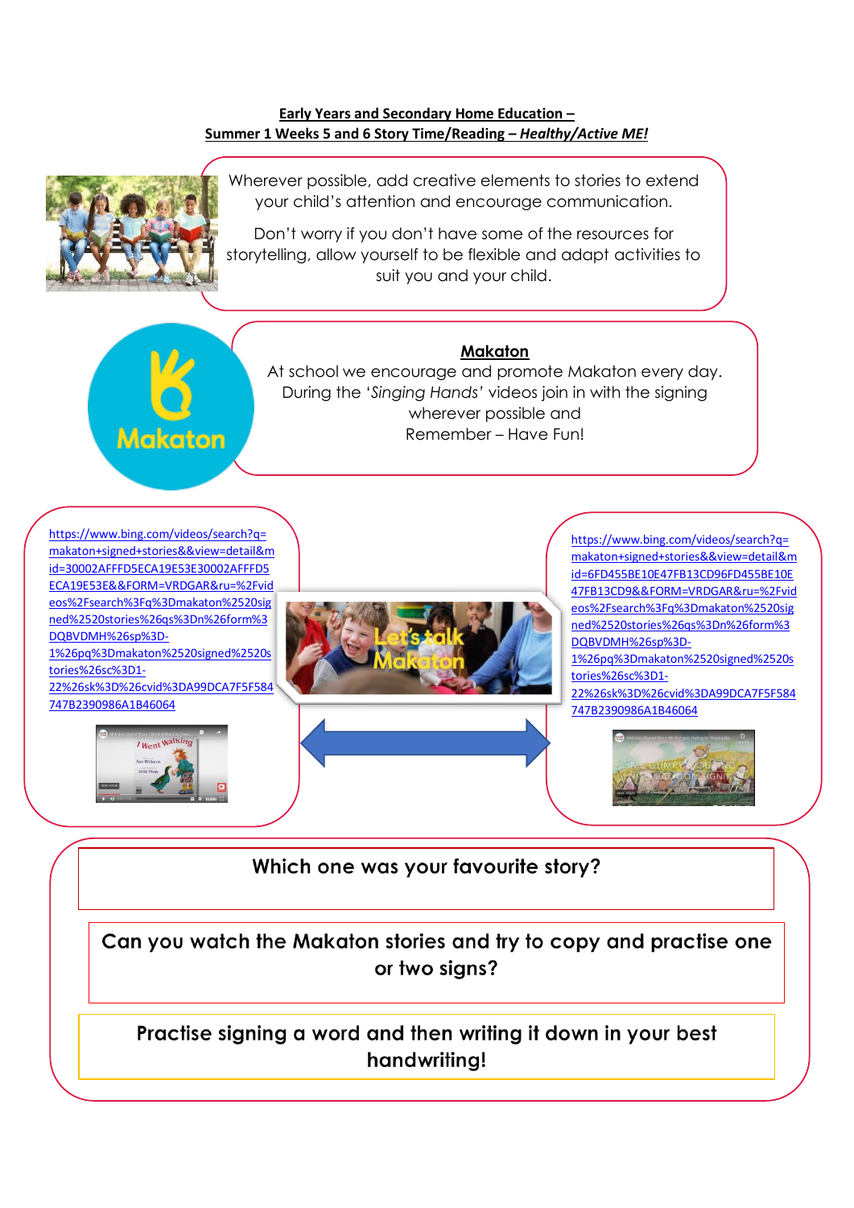**Early Years and Secondary Home Education –**
**Summer 1 Weeks 5 and 6 Story Time/Reading – *Healthy/Active ME!***

Wherever possible, add creative elements to stories to extend your child's attention and encourage communication.

Don't worry if you don't have some of the resources for storytelling, allow yourself to be flexible and adapt activities to suit you and your child.

**Makaton**

At school we encourage and promote Makaton every day. During the '*Singing Hands*' videos join in with the signing wherever possible and Remember – Have Fun!

https://www.bing.com/videos/search?q=makaton+signed+stories&&view=detail&mid=30002AFFFD5ECA19E53E30002AFFFD5ECA19E53E&&FORM=VRDGAR&ru=%2Fvideos%2Fsearch%3Fq%3Dmakaton%2520signed%2520stories%26qs%3Dn%26form%3DQBVDMH%26sp%3D-1%26pq%3Dmakaton%2520signed%2520stories%26sc%3D1-22%26sk%3D%26cvid%3DA99DCA7F5F584747B2390986A1B46064

https://www.bing.com/videos/search?q=makaton+signed+stories&&view=detail&mid=6FD455BE10E47FB13CD96FD455BE10E47FB13CD9&&FORM=VRDGAR&ru=%2Fvideos%2Fsearch%3Fq%3Dmakaton%2520signed%2520stories%26qs%3Dn%26form%3DQBVDMH%26sp%3D-1%26pq%3Dmakaton%2520signed%2520stories%26sc%3D1-22%26sk%3D%26cvid%3DA99DCA7F5F584747B2390986A1B46064

**Which one was your favourite story?**

**Can you watch the Makaton stories and try to copy and practise one or two signs?**

**Practise signing a word and then writing it down in your best handwriting!**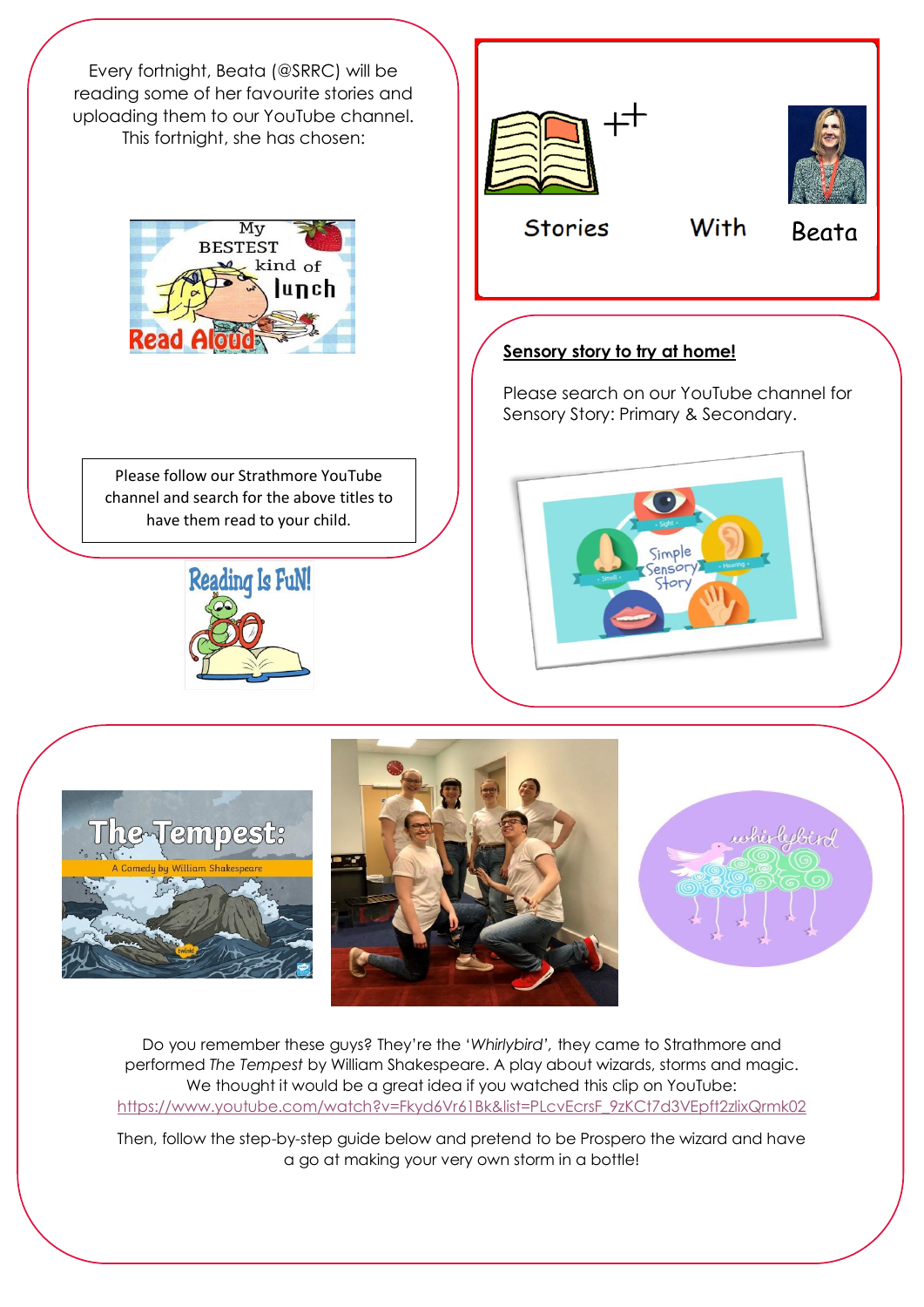Every fortnight, Beata (@SRRC) will be reading some of her favourite stories and uploading them to our YouTube channel. This fortnight, she has chosen:

My BESTEST kind of lunch Read Aloud

Please follow our Strathmore YouTube channel and search for the above titles to have them read to your child.

Reading Is FuN!

Stories With Beata

**Sensory story to try at home!**

Please search on our YouTube channel for Sensory Story: Primary & Secondary.

The Tempest: A Comedy by William Shakespeare

Do you remember these guys? They're the '*Whirlybird*', they came to Strathmore and performed *The Tempest* by William Shakespeare. A play about wizards, storms and magic. We thought it would be a great idea if you watched this clip on YouTube: https://www.youtube.com/watch?v=Fkyd6Vr61Bk&list=PLcvEcrsF_9zKCt7d3VEpft2zlixQrmk02

Then, follow the step-by-step guide below and pretend to be Prospero the wizard and have a go at making your very own storm in a bottle!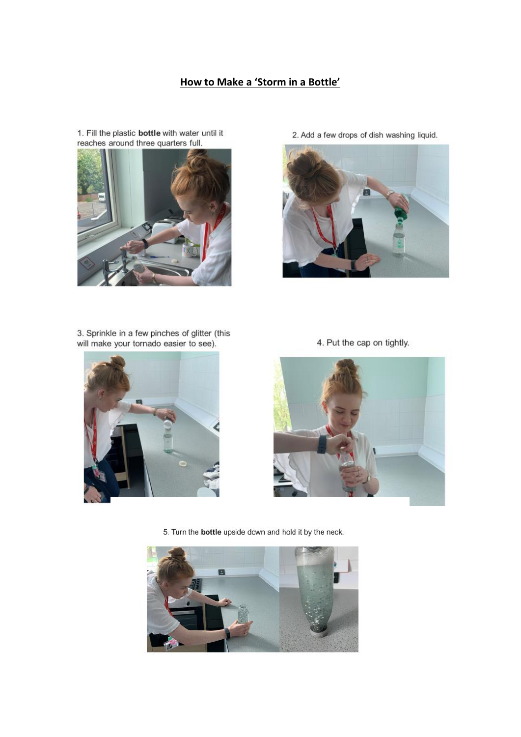# How to Make a 'Storm in a Bottle'

1. Fill the plastic **bottle** with water until it reaches around three quarters full.

2. Add a few drops of dish washing liquid.

3. Sprinkle in a few pinches of glitter (this will make your tornado easier to see).

4. Put the cap on tightly.

5. Turn the **bottle** upside down and hold it by the neck.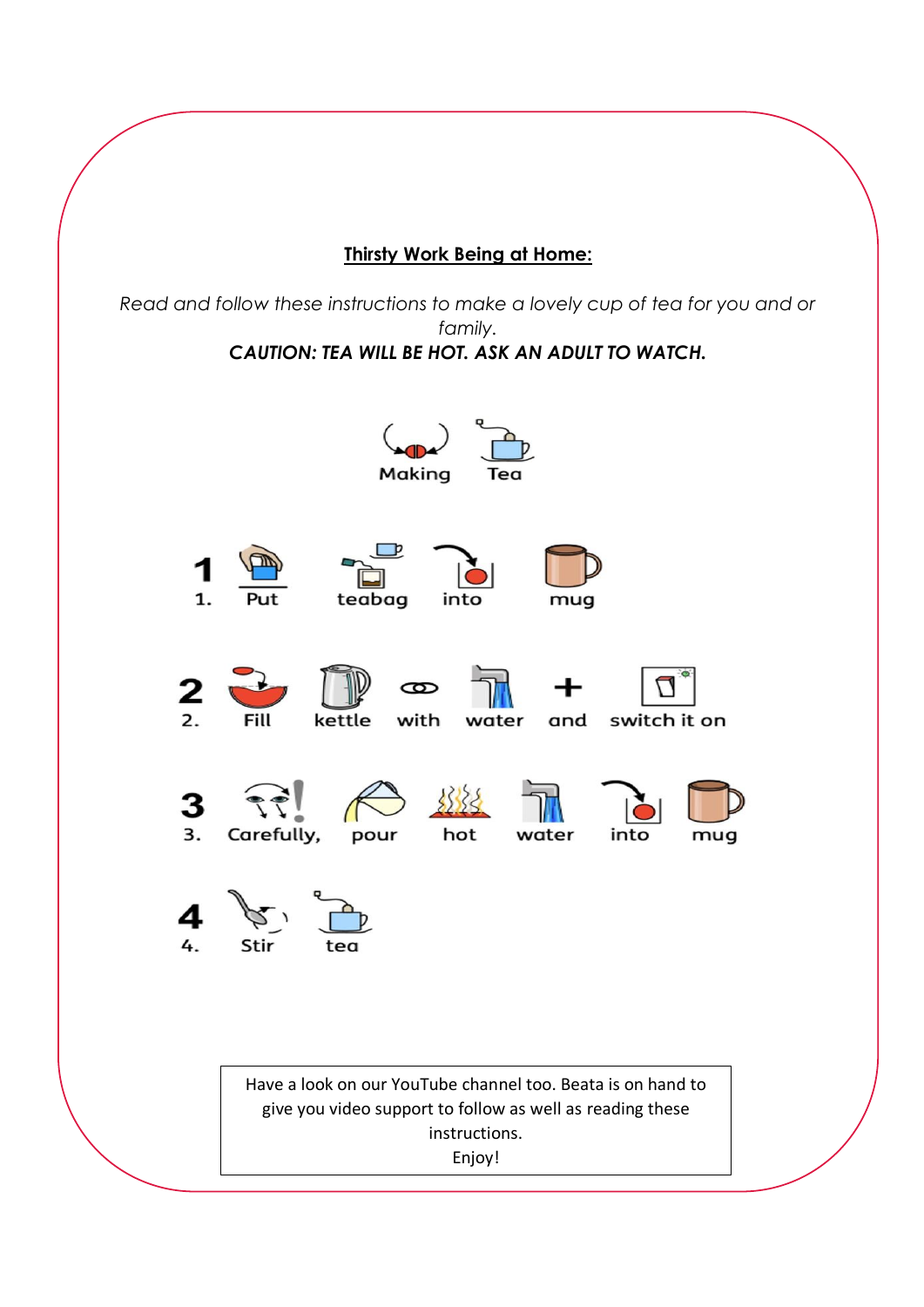**Thirsty Work Being at Home:**

*Read and follow these instructions to make a lovely cup of tea for you and or family.*

***CAUTION: TEA WILL BE HOT. ASK AN ADULT TO WATCH.***

Making Tea

1. Put teabag into mug

2. Fill kettle with water and switch it on

3. Carefully, pour hot water into mug

4. Stir tea

Have a look on our YouTube channel too. Beata is on hand to give you video support to follow as well as reading these instructions.

Enjoy!